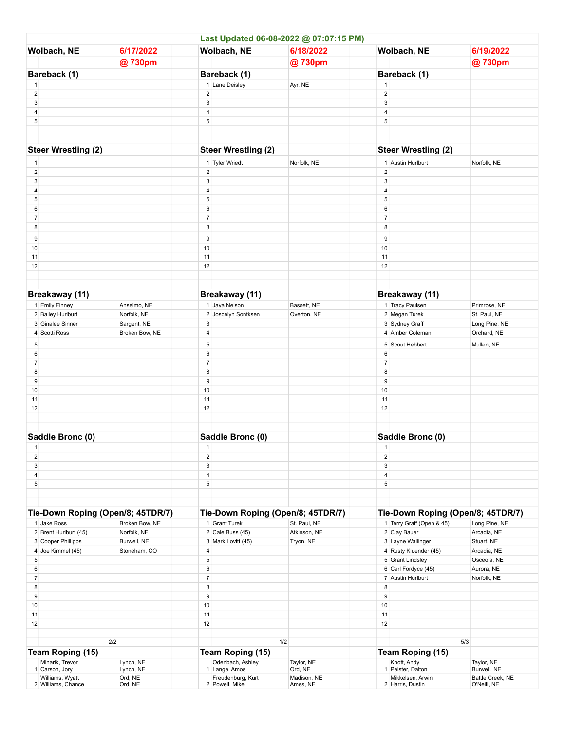**Last Updated 06-08-2022 @ 07:07:15 PM)**

| Wolbach, NE | 6/17/2022 @ 730pm | | Wolbach, NE | 6/18/2022 @ 730pm | | Wolbach, NE | 6/19/2022 @ 730pm |
|---|---|---|---|---|---|---|---|
| **Bareback (1)** | | | **Bareback (1)** | | | **Bareback (1)** | |
| 1 | | | 1 Lane Deisley | Ayr, NE | | 1 | |
| 2 | | | 2 | | | 2 | |
| 3 | | | 3 | | | 3 | |
| 4 | | | 4 | | | 4 | |
| 5 | | | 5 | | | 5 | |
| **Steer Wrestling (2)** | | | **Steer Wrestling (2)** | | | **Steer Wrestling (2)** | |
| 1 | | | 1 Tyler Wriedt | Norfolk, NE | | 1 Austin Hurlburt | Norfolk, NE |
| 2 | | | 2 | | | 2 | |
| 3 | | | 3 | | | 3 | |
| 4 | | | 4 | | | 4 | |
| 5 | | | 5 | | | 5 | |
| 6 | | | 6 | | | 6 | |
| 7 | | | 7 | | | 7 | |
| 8 | | | 8 | | | 8 | |
| 9 | | | 9 | | | 9 | |
| 10 | | | 10 | | | 10 | |
| 11 | | | 11 | | | 11 | |
| 12 | | | 12 | | | 12 | |
| **Breakaway (11)** | | | **Breakaway (11)** | | | **Breakaway (11)** | |
| 1 Emily Finney | Anselmo, NE | | 1 Jaya Nelson | Bassett, NE | | 1 Tracy Paulsen | Primrose, NE |
| 2 Bailey Hurlburt | Norfolk, NE | | 2 Joscelyn Sontksen | Overton, NE | | 2 Megan Turek | St. Paul, NE |
| 3 Ginalee Sinner | Sargent, NE | | 3 | | | 3 Sydney Graff | Long Pine, NE |
| 4 Scotti Ross | Broken Bow, NE | | 4 | | | 4 Amber Coleman | Orchard, NE |
| 5 | | | 5 | | | 5 Scout Hebbert | Mullen, NE |
| 6 | | | 6 | | | 6 | |
| 7 | | | 7 | | | 7 | |
| 8 | | | 8 | | | 8 | |
| 9 | | | 9 | | | 9 | |
| 10 | | | 10 | | | 10 | |
| 11 | | | 11 | | | 11 | |
| 12 | | | 12 | | | 12 | |
| **Saddle Bronc (0)** | | | **Saddle Bronc (0)** | | | **Saddle Bronc (0)** | |
| 1 | | | 1 | | | 1 | |
| 2 | | | 2 | | | 2 | |
| 3 | | | 3 | | | 3 | |
| 4 | | | 4 | | | 4 | |
| 5 | | | 5 | | | 5 | |
| **Tie-Down Roping (Open/8; 45TDR/7)** | | | **Tie-Down Roping (Open/8; 45TDR/7)** | | | **Tie-Down Roping (Open/8; 45TDR/7)** | |
| 1 Jake Ross | Broken Bow, NE | | 1 Grant Turek | St. Paul, NE | | 1 Terry Graff (Open & 45) | Long Pine, NE |
| 2 Brent Hurlburt (45) | Norfolk, NE | | 2 Cale Buss (45) | Atkinson, NE | | 2 Clay Bauer | Arcadia, NE |
| 3 Cooper Phillipps | Burwell, NE | | 3 Mark Lovitt (45) | Tryon, NE | | 3 Layne Wallinger | Stuart, NE |
| 4 Joe Kimmel (45) | Stoneham, CO | | 4 | | | 4 Rusty Kluender (45) | Arcadia, NE |
| 5 | | | 5 | | | 5 Grant Lindsley | Osceola, NE |
| 6 | | | 6 | | | 6 Carl Fordyce (45) | Aurora, NE |
| 7 | | | 7 | | | 7 Austin Hurlburt | Norfolk, NE |
| 8 | | | 8 | | | 8 | |
| 9 | | | 9 | | | 9 | |
| 10 | | | 10 | | | 10 | |
| 11 | | | 11 | | | 11 | |
| 12 | | | 12 | | | 12 | |
| 2/2 | | | 1/2 | | | 5/3 | |
| **Team Roping (15)** | | | **Team Roping (15)** | | | **Team Roping (15)** | |
| 1 Mlnarik, Trevor / Carson, Jory | Lynch, NE / Lynch, NE | | 1 Odenbach, Ashley / Lange, Amos | Taylor, NE / Ord, NE | | 1 Knott, Andy / Pelster, Dalton | Taylor, NE / Burwell, NE |
| 2 Williams, Wyatt / Williams, Chance | Ord, NE / Ord, NE | | 2 Freudenburg, Kurt / Powell, Mike | Madison, NE / Ames, NE | | 2 Mikkelsen, Arwin / Harris, Dustin | Battle Creek, NE / O'Neill, NE |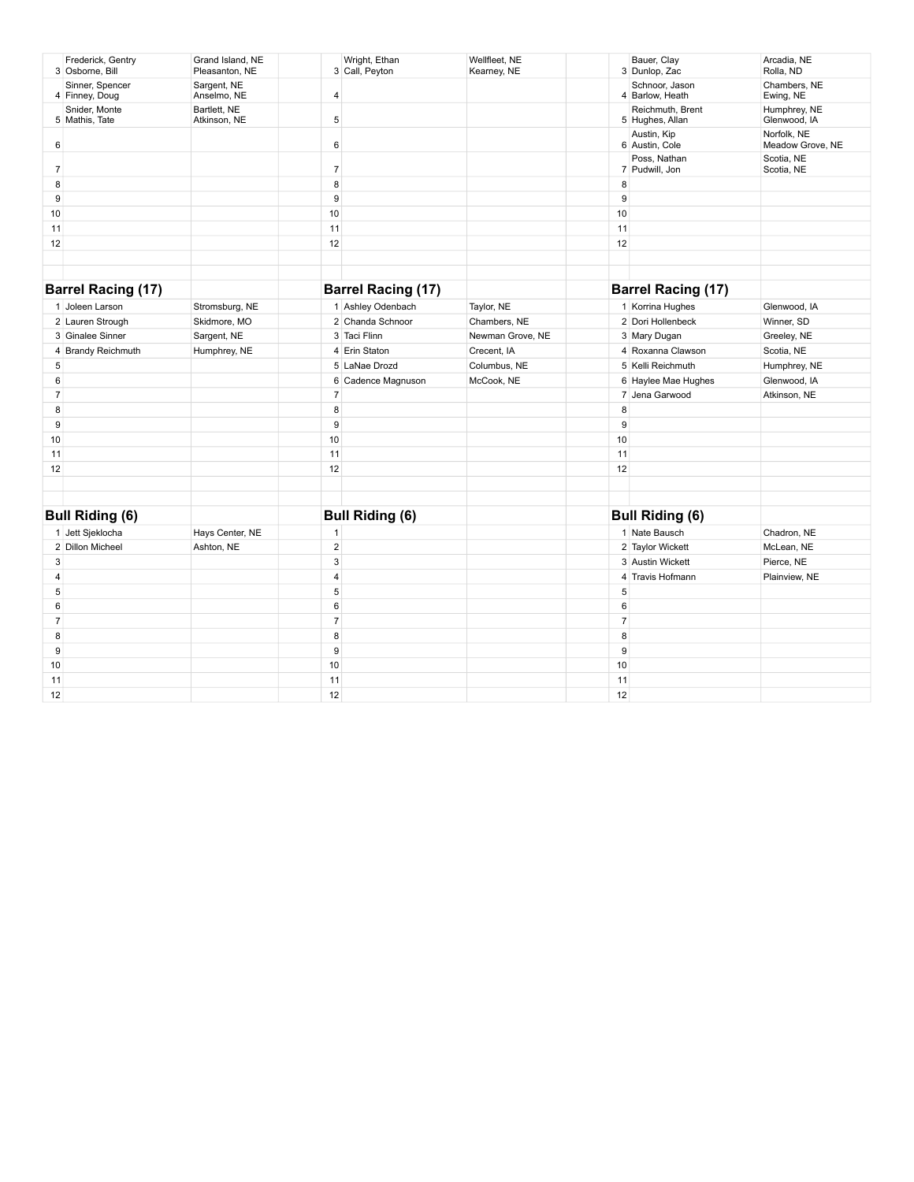| | | |
|---|---|---|
| 3 | Frederick, Gentry<br>Osborne, Bill | Grand Island, NE<br>Pleasanton, NE |
| 4 | Sinner, Spencer<br>Finney, Doug | Sargent, NE<br>Anselmo, NE |
| 5 | Snider, Monte<br>Mathis, Tate | Bartlett, NE<br>Atkinson, NE |
| 6 | | |
| 7 | | |
| 8 | | |
| 9 | | |
| 10 | | |
| 11 | | |
| 12 | | |

| | | |
|---|---|---|
| 3 | Wright, Ethan<br>Call, Peyton | Wellfleet, NE<br>Kearney, NE |
| 4 | | |
| 5 | | |
| 6 | | |
| 7 | | |
| 8 | | |
| 9 | | |
| 10 | | |
| 11 | | |
| 12 | | |

| | | |
|---|---|---|
| 3 | Bauer, Clay<br>Dunlop, Zac | Arcadia, NE<br>Rolla, ND |
| 4 | Schnoor, Jason<br>Barlow, Heath | Chambers, NE<br>Ewing, NE |
| 5 | Reichmuth, Brent<br>Hughes, Allan | Humphrey, NE<br>Glenwood, IA |
| 6 | Austin, Kip<br>Austin, Cole | Norfolk, NE<br>Meadow Grove, NE |
| 7 | Poss, Nathan<br>Pudwill, Jon | Scotia, NE<br>Scotia, NE |
| 8 | | |
| 9 | | |
| 10 | | |
| 11 | | |
| 12 | | |

## Barrel Racing (17)

| | | |
|---|---|---|
| 1 | Joleen Larson | Stromsburg, NE |
| 2 | Lauren Strough | Skidmore, MO |
| 3 | Ginalee Sinner | Sargent, NE |
| 4 | Brandy Reichmuth | Humphrey, NE |
| 5 | | |
| 6 | | |
| 7 | | |
| 8 | | |
| 9 | | |
| 10 | | |
| 11 | | |
| 12 | | |

## Barrel Racing (17)

| | | |
|---|---|---|
| 1 | Ashley Odenbach | Taylor, NE |
| 2 | Chanda Schnoor | Chambers, NE |
| 3 | Taci Flinn | Newman Grove, NE |
| 4 | Erin Staton | Crecent, IA |
| 5 | LaNae Drozd | Columbus, NE |
| 6 | Cadence Magnuson | McCook, NE |
| 7 | | |
| 8 | | |
| 9 | | |
| 10 | | |
| 11 | | |
| 12 | | |

## Barrel Racing (17)

| | | |
|---|---|---|
| 1 | Korrina Hughes | Glenwood, IA |
| 2 | Dori Hollenbeck | Winner, SD |
| 3 | Mary Dugan | Greeley, NE |
| 4 | Roxanna Clawson | Scotia, NE |
| 5 | Kelli Reichmuth | Humphrey, NE |
| 6 | Haylee Mae Hughes | Glenwood, IA |
| 7 | Jena Garwood | Atkinson, NE |
| 8 | | |
| 9 | | |
| 10 | | |
| 11 | | |
| 12 | | |

## Bull Riding (6)

| | | |
|---|---|---|
| 1 | Jett Sjeklocha | Hays Center, NE |
| 2 | Dillon Micheel | Ashton, NE |
| 3 | | |
| 4 | | |
| 5 | | |
| 6 | | |
| 7 | | |
| 8 | | |
| 9 | | |
| 10 | | |
| 11 | | |
| 12 | | |

## Bull Riding (6)

| | | |
|---|---|---|
| 1 | | |
| 2 | | |
| 3 | | |
| 4 | | |
| 5 | | |
| 6 | | |
| 7 | | |
| 8 | | |
| 9 | | |
| 10 | | |
| 11 | | |
| 12 | | |

## Bull Riding (6)

| | | |
|---|---|---|
| 1 | Nate Bausch | Chadron, NE |
| 2 | Taylor Wickett | McLean, NE |
| 3 | Austin Wickett | Pierce, NE |
| 4 | Travis Hofmann | Plainview, NE |
| 5 | | |
| 6 | | |
| 7 | | |
| 8 | | |
| 9 | | |
| 10 | | |
| 11 | | |
| 12 | | |